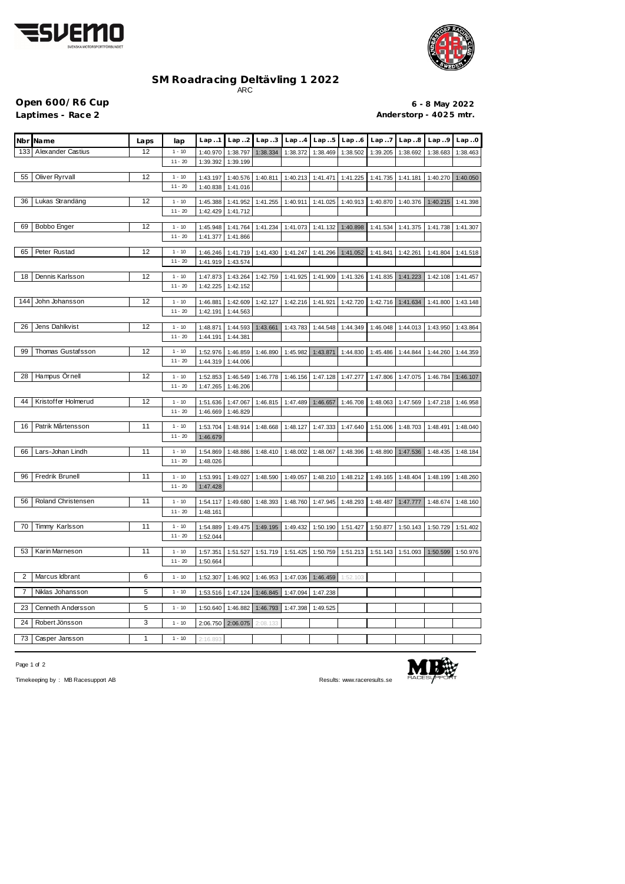# SM Roadracing Deltävling 1 2022

ARC

**Open 600/R6 Cup** **6 - 8 May 2022**

**Laptimes - Race 2** **Anderstorp - 4025 mtr.**

| Nbr | Name | Laps | lap | Lap..1 | Lap..2 | Lap..3 | Lap..4 | Lap..5 | Lap..6 | Lap..7 | Lap..8 | Lap..9 | Lap..0 |
|---|---|---|---|---|---|---|---|---|---|---|---|---|---|
| 133 | Alexander Castius | 12 | 1 - 10 | 1:40.970 | 1:38.797 | 1:38.334 | 1:38.372 | 1:38.469 | 1:38.502 | 1:39.205 | 1:38.692 | 1:38.683 | 1:38.463 |
| | | | 11 - 20 | 1:39.392 | 1:39.199 | | | | | | | | |
| 55 | Oliver Ryrvall | 12 | 1 - 10 | 1:43.197 | 1:40.576 | 1:40.811 | 1:40.213 | 1:41.471 | 1:41.225 | 1:41.735 | 1:41.181 | 1:40.270 | 1:40.050 |
| | | | 11 - 20 | 1:40.838 | 1:41.016 | | | | | | | | |
| 36 | Lukas Strandäng | 12 | 1 - 10 | 1:45.388 | 1:41.952 | 1:41.255 | 1:40.911 | 1:41.025 | 1:40.913 | 1:40.870 | 1:40.376 | 1:40.215 | 1:41.398 |
| | | | 11 - 20 | 1:42.429 | 1:41.712 | | | | | | | | |
| 69 | Bobbo Enger | 12 | 1 - 10 | 1:45.948 | 1:41.764 | 1:41.234 | 1:41.073 | 1:41.132 | 1:40.898 | 1:41.534 | 1:41.375 | 1:41.738 | 1:41.307 |
| | | | 11 - 20 | 1:41.377 | 1:41.866 | | | | | | | | |
| 65 | Peter Rustad | 12 | 1 - 10 | 1:46.246 | 1:41.719 | 1:41.430 | 1:41.247 | 1:41.296 | 1:41.052 | 1:41.841 | 1:42.261 | 1:41.804 | 1:41.518 |
| | | | 11 - 20 | 1:41.919 | 1:43.574 | | | | | | | | |
| 18 | Dennis Karlsson | 12 | 1 - 10 | 1:47.873 | 1:43.264 | 1:42.759 | 1:41.925 | 1:41.909 | 1:41.326 | 1:41.835 | 1:41.223 | 1:42.108 | 1:41.457 |
| | | | 11 - 20 | 1:42.225 | 1:42.152 | | | | | | | | |
| 144 | John Johansson | 12 | 1 - 10 | 1:46.881 | 1:42.609 | 1:42.127 | 1:42.216 | 1:41.921 | 1:42.720 | 1:42.716 | 1:41.634 | 1:41.800 | 1:43.148 |
| | | | 11 - 20 | 1:42.191 | 1:44.563 | | | | | | | | |
| 26 | Jens Dahlkvist | 12 | 1 - 10 | 1:48.871 | 1:44.593 | 1:43.661 | 1:43.783 | 1:44.548 | 1:44.349 | 1:46.048 | 1:44.013 | 1:43.950 | 1:43.864 |
| | | | 11 - 20 | 1:44.191 | 1:44.381 | | | | | | | | |
| 99 | Thomas Gustafsson | 12 | 1 - 10 | 1:52.976 | 1:46.859 | 1:46.890 | 1:45.982 | 1:43.871 | 1:44.830 | 1:45.486 | 1:44.844 | 1:44.260 | 1:44.359 |
| | | | 11 - 20 | 1:44.319 | 1:44.006 | | | | | | | | |
| 28 | Hampus Örnell | 12 | 1 - 10 | 1:52.853 | 1:46.549 | 1:46.778 | 1:46.156 | 1:47.128 | 1:47.277 | 1:47.806 | 1:47.075 | 1:46.784 | 1:46.107 |
| | | | 11 - 20 | 1:47.265 | 1:46.206 | | | | | | | | |
| 44 | Kristoffer Holmerud | 12 | 1 - 10 | 1:51.636 | 1:47.067 | 1:46.815 | 1:47.489 | 1:46.657 | 1:46.708 | 1:48.063 | 1:47.569 | 1:47.218 | 1:46.958 |
| | | | 11 - 20 | 1:46.669 | 1:46.829 | | | | | | | | |
| 16 | Patrik Mårtensson | 11 | 1 - 10 | 1:53.704 | 1:48.914 | 1:48.668 | 1:48.127 | 1:47.333 | 1:47.640 | 1:51.006 | 1:48.703 | 1:48.491 | 1:48.040 |
| | | | 11 - 20 | 1:46.679 | | | | | | | | | |
| 66 | Lars-Johan Lindh | 11 | 1 - 10 | 1:54.869 | 1:48.886 | 1:48.410 | 1:48.002 | 1:48.067 | 1:48.396 | 1:48.890 | 1:47.536 | 1:48.435 | 1:48.184 |
| | | | 11 - 20 | 1:48.026 | | | | | | | | | |
| 96 | Fredrik Brunell | 11 | 1 - 10 | 1:53.991 | 1:49.027 | 1:48.590 | 1:49.057 | 1:48.210 | 1:48.212 | 1:49.165 | 1:48.404 | 1:48.199 | 1:48.260 |
| | | | 11 - 20 | 1:47.428 | | | | | | | | | |
| 56 | Roland Christensen | 11 | 1 - 10 | 1:54.117 | 1:49.680 | 1:48.393 | 1:48.760 | 1:47.945 | 1:48.293 | 1:48.487 | 1:47.777 | 1:48.674 | 1:48.160 |
| | | | 11 - 20 | 1:48.161 | | | | | | | | | |
| 70 | Timmy Karlsson | 11 | 1 - 10 | 1:54.889 | 1:49.475 | 1:49.195 | 1:49.432 | 1:50.190 | 1:51.427 | 1:50.877 | 1:50.143 | 1:50.729 | 1:51.402 |
| | | | 11 - 20 | 1:52.044 | | | | | | | | | |
| 53 | Karin Marneson | 11 | 1 - 10 | 1:57.351 | 1:51.527 | 1:51.719 | 1:51.425 | 1:50.759 | 1:51.213 | 1:51.143 | 1:51.093 | 1:50.599 | 1:50.976 |
| | | | 11 - 20 | 1:50.664 | | | | | | | | | |
| 2 | Marcus Idbrant | 6 | 1 - 10 | 1:52.307 | 1:46.902 | 1:46.953 | 1:47.036 | 1:46.459 | 1:52.103 | | | | |
| 7 | Niklas Johansson | 5 | 1 - 10 | 1:53.516 | 1:47.124 | 1:46.845 | 1:47.094 | 1:47.238 | | | | | |
| 23 | Cenneth Andersson | 5 | 1 - 10 | 1:50.640 | 1:46.882 | 1:46.793 | 1:47.398 | 1:49.525 | | | | | |
| 24 | Robert Jönsson | 3 | 1 - 10 | 2:06.750 | 2:06.075 | 2:08.133 | | | | | | | |
| 73 | Casper Jansson | 1 | 1 - 10 | 2:16.893 | | | | | | | | | |

Timekeeping by : MB Racesupport AB

Results: www.raceresults.se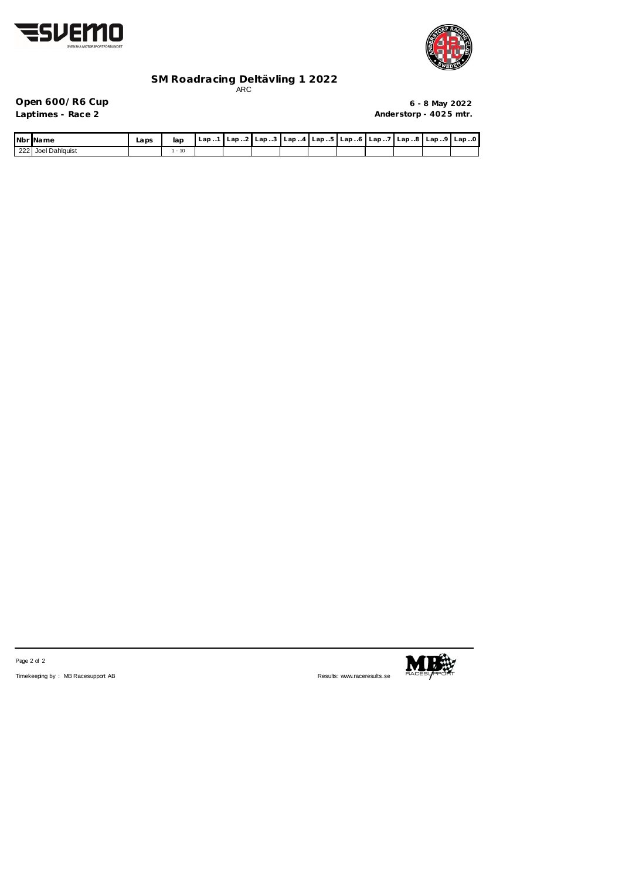## SM Roadracing Deltävling 1 2022

ARC

**Open 600/R6 Cup**

**Laptimes - Race 2**

**6 - 8 May 2022**

**Anderstorp - 4025 mtr.**

| Nbr | Name | Laps | lap | Lap ..1 | Lap ..2 | Lap ..3 | Lap ..4 | Lap ..5 | Lap ..6 | Lap ..7 | Lap ..8 | Lap ..9 | Lap ..0 |
|---|---|---|---|---|---|---|---|---|---|---|---|---|---|
| 222 | Joel Dahlquist | | 1 - 10 | | | | | | | | | | |

Timekeeping by : MB Racesupport AB

Results: www.raceresults.se